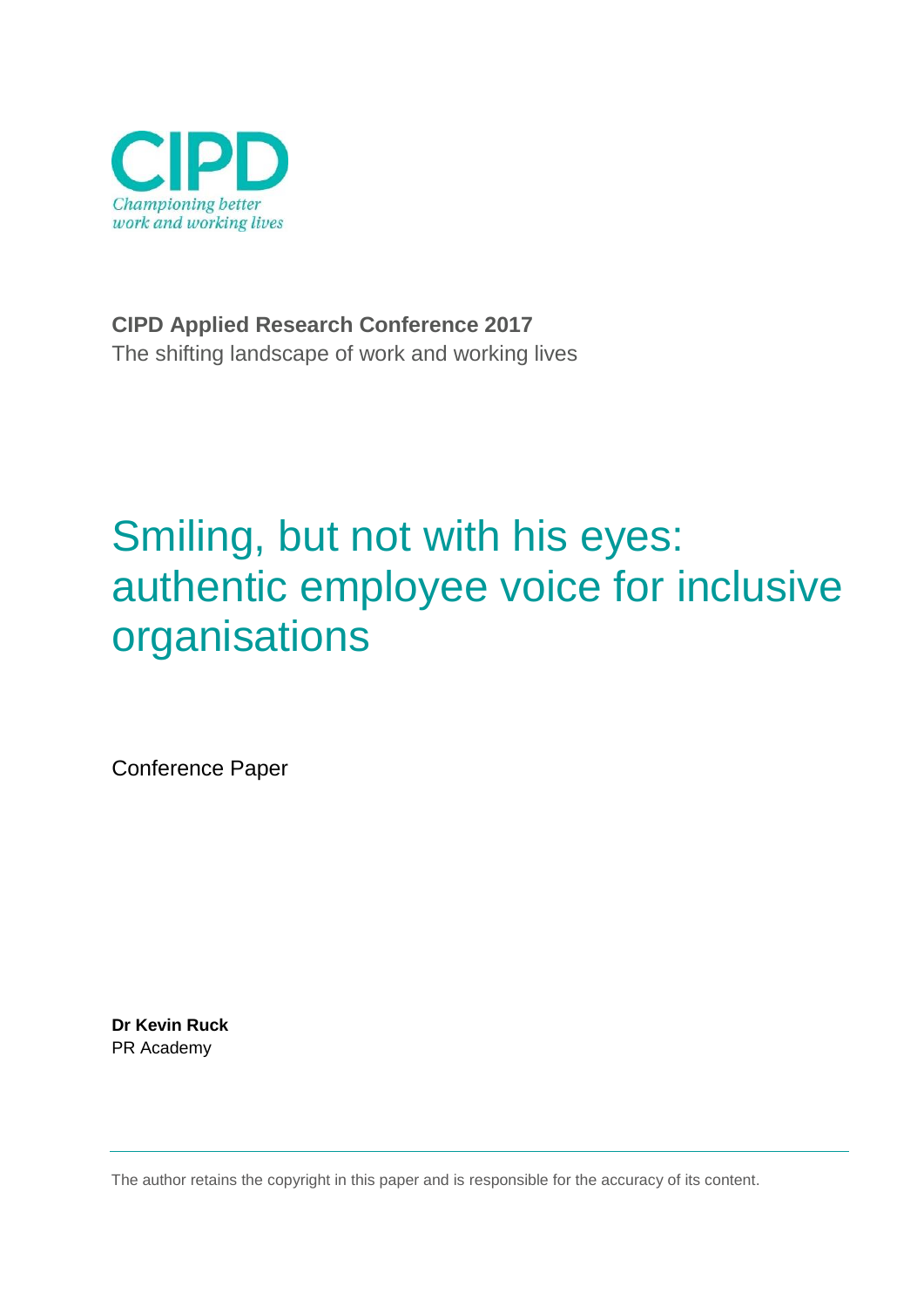CIPD

*Championing better work and working lives*

**CIPD Applied Research Conference 2017**

The shifting landscape of work and working lives

# Smiling, but not with his eyes: authentic employee voice for inclusive organisations

Conference Paper

**Dr Kevin Ruck**

PR Academy

The author retains the copyright in this paper and is responsible for the accuracy of its content.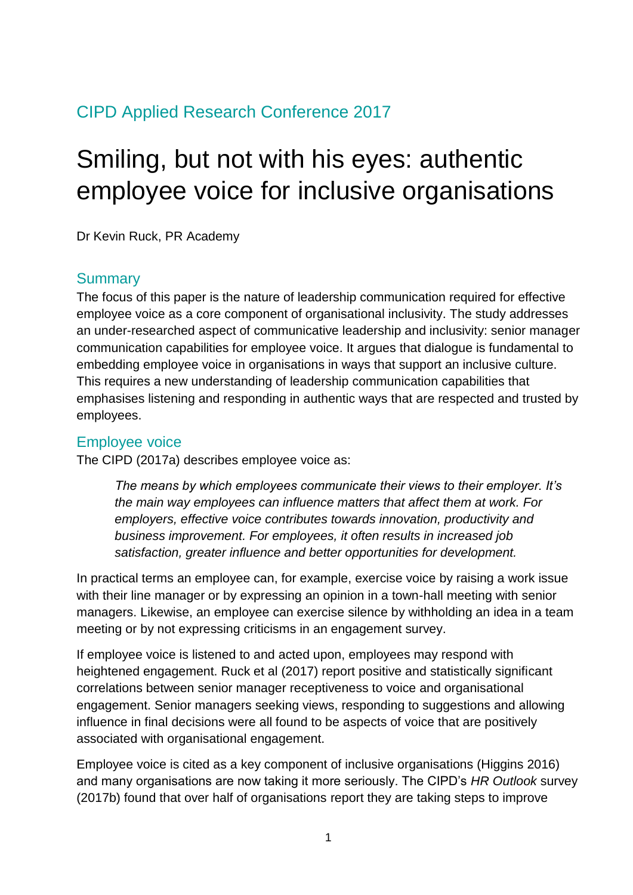CIPD Applied Research Conference 2017

# Smiling, but not with his eyes: authentic employee voice for inclusive organisations

Dr Kevin Ruck, PR Academy

## Summary

The focus of this paper is the nature of leadership communication required for effective employee voice as a core component of organisational inclusivity. The study addresses an under-researched aspect of communicative leadership and inclusivity: senior manager communication capabilities for employee voice. It argues that dialogue is fundamental to embedding employee voice in organisations in ways that support an inclusive culture. This requires a new understanding of leadership communication capabilities that emphasises listening and responding in authentic ways that are respected and trusted by employees.

## Employee voice

The CIPD (2017a) describes employee voice as:

> *The means by which employees communicate their views to their employer. It's the main way employees can influence matters that affect them at work. For employers, effective voice contributes towards innovation, productivity and business improvement. For employees, it often results in increased job satisfaction, greater influence and better opportunities for development.*

In practical terms an employee can, for example, exercise voice by raising a work issue with their line manager or by expressing an opinion in a town-hall meeting with senior managers. Likewise, an employee can exercise silence by withholding an idea in a team meeting or by not expressing criticisms in an engagement survey.

If employee voice is listened to and acted upon, employees may respond with heightened engagement. Ruck et al (2017) report positive and statistically significant correlations between senior manager receptiveness to voice and organisational engagement. Senior managers seeking views, responding to suggestions and allowing influence in final decisions were all found to be aspects of voice that are positively associated with organisational engagement.

Employee voice is cited as a key component of inclusive organisations (Higgins 2016) and many organisations are now taking it more seriously. The CIPD's *HR Outlook* survey (2017b) found that over half of organisations report they are taking steps to improve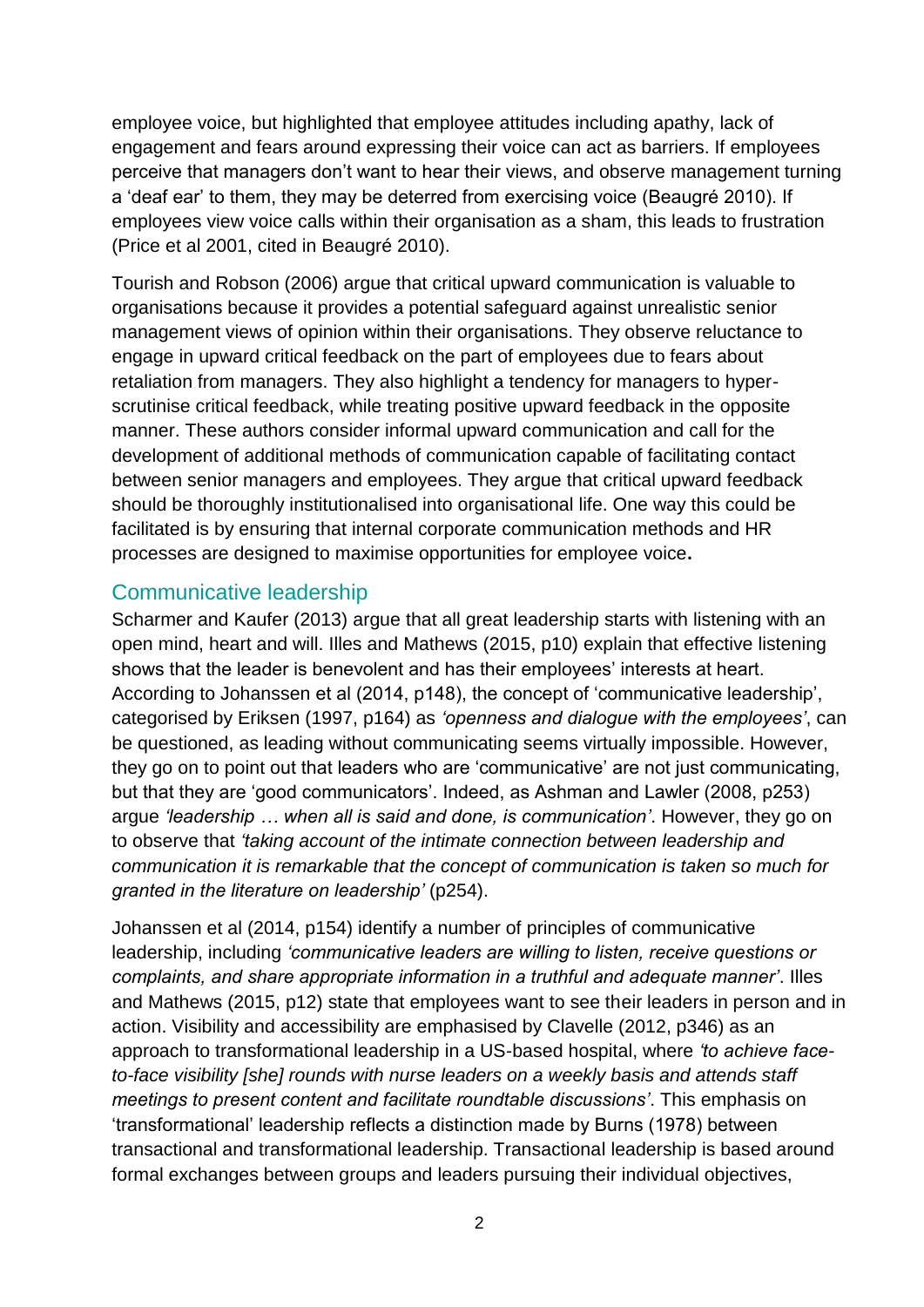employee voice, but highlighted that employee attitudes including apathy, lack of engagement and fears around expressing their voice can act as barriers. If employees perceive that managers don't want to hear their views, and observe management turning a 'deaf ear' to them, they may be deterred from exercising voice (Beaugré 2010). If employees view voice calls within their organisation as a sham, this leads to frustration (Price et al 2001, cited in Beaugré 2010).

Tourish and Robson (2006) argue that critical upward communication is valuable to organisations because it provides a potential safeguard against unrealistic senior management views of opinion within their organisations. They observe reluctance to engage in upward critical feedback on the part of employees due to fears about retaliation from managers. They also highlight a tendency for managers to hyper-scrutinise critical feedback, while treating positive upward feedback in the opposite manner. These authors consider informal upward communication and call for the development of additional methods of communication capable of facilitating contact between senior managers and employees. They argue that critical upward feedback should be thoroughly institutionalised into organisational life. One way this could be facilitated is by ensuring that internal corporate communication methods and HR processes are designed to maximise opportunities for employee voice**.**

## Communicative leadership

Scharmer and Kaufer (2013) argue that all great leadership starts with listening with an open mind, heart and will. Illes and Mathews (2015, p10) explain that effective listening shows that the leader is benevolent and has their employees' interests at heart. According to Johanssen et al (2014, p148), the concept of 'communicative leadership', categorised by Eriksen (1997, p164) as *'openness and dialogue with the employees'*, can be questioned, as leading without communicating seems virtually impossible. However, they go on to point out that leaders who are 'communicative' are not just communicating, but that they are 'good communicators'. Indeed, as Ashman and Lawler (2008, p253) argue *'leadership … when all is said and done, is communication'*. However, they go on to observe that *'taking account of the intimate connection between leadership and communication it is remarkable that the concept of communication is taken so much for granted in the literature on leadership'* (p254).

Johanssen et al (2014, p154) identify a number of principles of communicative leadership, including *'communicative leaders are willing to listen, receive questions or complaints, and share appropriate information in a truthful and adequate manner'*. Illes and Mathews (2015, p12) state that employees want to see their leaders in person and in action. Visibility and accessibility are emphasised by Clavelle (2012, p346) as an approach to transformational leadership in a US-based hospital, where *'to achieve face-to-face visibility [she] rounds with nurse leaders on a weekly basis and attends staff meetings to present content and facilitate roundtable discussions'*. This emphasis on 'transformational' leadership reflects a distinction made by Burns (1978) between transactional and transformational leadership. Transactional leadership is based around formal exchanges between groups and leaders pursuing their individual objectives,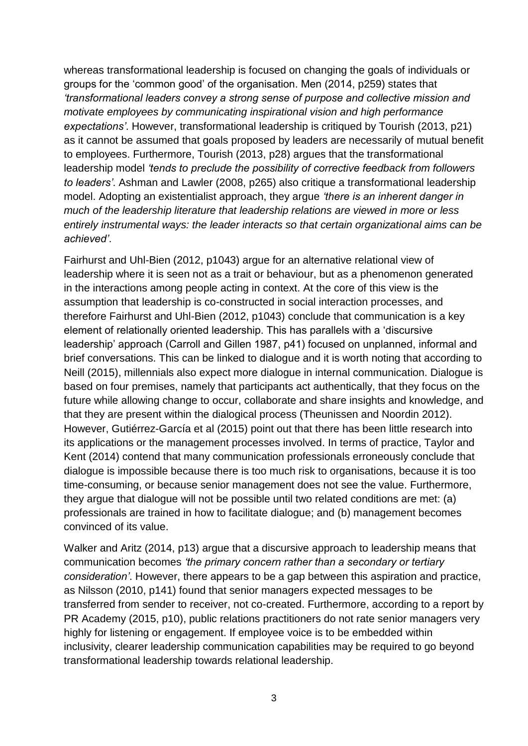whereas transformational leadership is focused on changing the goals of individuals or groups for the 'common good' of the organisation. Men (2014, p259) states that *'transformational leaders convey a strong sense of purpose and collective mission and motivate employees by communicating inspirational vision and high performance expectations'*. However, transformational leadership is critiqued by Tourish (2013, p21) as it cannot be assumed that goals proposed by leaders are necessarily of mutual benefit to employees. Furthermore, Tourish (2013, p28) argues that the transformational leadership model *'tends to preclude the possibility of corrective feedback from followers to leaders'*. Ashman and Lawler (2008, p265) also critique a transformational leadership model. Adopting an existentialist approach, they argue *'there is an inherent danger in much of the leadership literature that leadership relations are viewed in more or less entirely instrumental ways: the leader interacts so that certain organizational aims can be achieved'*.

Fairhurst and Uhl-Bien (2012, p1043) argue for an alternative relational view of leadership where it is seen not as a trait or behaviour, but as a phenomenon generated in the interactions among people acting in context. At the core of this view is the assumption that leadership is co-constructed in social interaction processes, and therefore Fairhurst and Uhl-Bien (2012, p1043) conclude that communication is a key element of relationally oriented leadership. This has parallels with a 'discursive leadership' approach (Carroll and Gillen 1987, p41) focused on unplanned, informal and brief conversations. This can be linked to dialogue and it is worth noting that according to Neill (2015), millennials also expect more dialogue in internal communication. Dialogue is based on four premises, namely that participants act authentically, that they focus on the future while allowing change to occur, collaborate and share insights and knowledge, and that they are present within the dialogical process (Theunissen and Noordin 2012). However, Gutiérrez-García et al (2015) point out that there has been little research into its applications or the management processes involved. In terms of practice, Taylor and Kent (2014) contend that many communication professionals erroneously conclude that dialogue is impossible because there is too much risk to organisations, because it is too time-consuming, or because senior management does not see the value. Furthermore, they argue that dialogue will not be possible until two related conditions are met: (a) professionals are trained in how to facilitate dialogue; and (b) management becomes convinced of its value.

Walker and Aritz (2014, p13) argue that a discursive approach to leadership means that communication becomes *'the primary concern rather than a secondary or tertiary consideration'*. However, there appears to be a gap between this aspiration and practice, as Nilsson (2010, p141) found that senior managers expected messages to be transferred from sender to receiver, not co-created. Furthermore, according to a report by PR Academy (2015, p10), public relations practitioners do not rate senior managers very highly for listening or engagement. If employee voice is to be embedded within inclusivity, clearer leadership communication capabilities may be required to go beyond transformational leadership towards relational leadership.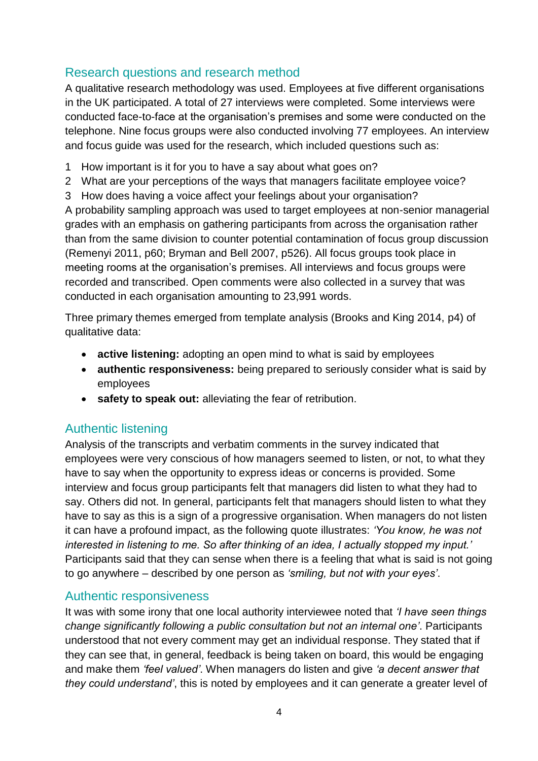## Research questions and research method

A qualitative research methodology was used. Employees at five different organisations in the UK participated. A total of 27 interviews were completed. Some interviews were conducted face-to-face at the organisation's premises and some were conducted on the telephone. Nine focus groups were also conducted involving 77 employees. An interview and focus guide was used for the research, which included questions such as:

1. How important is it for you to have a say about what goes on?
2. What are your perceptions of the ways that managers facilitate employee voice?
3. How does having a voice affect your feelings about your organisation?

A probability sampling approach was used to target employees at non-senior managerial grades with an emphasis on gathering participants from across the organisation rather than from the same division to counter potential contamination of focus group discussion (Remenyi 2011, p60; Bryman and Bell 2007, p526). All focus groups took place in meeting rooms at the organisation's premises. All interviews and focus groups were recorded and transcribed. Open comments were also collected in a survey that was conducted in each organisation amounting to 23,991 words.

Three primary themes emerged from template analysis (Brooks and King 2014, p4) of qualitative data:

- **active listening:** adopting an open mind to what is said by employees
- **authentic responsiveness:** being prepared to seriously consider what is said by employees
- **safety to speak out:** alleviating the fear of retribution.

## Authentic listening

Analysis of the transcripts and verbatim comments in the survey indicated that employees were very conscious of how managers seemed to listen, or not, to what they have to say when the opportunity to express ideas or concerns is provided. Some interview and focus group participants felt that managers did listen to what they had to say. Others did not. In general, participants felt that managers should listen to what they have to say as this is a sign of a progressive organisation. When managers do not listen it can have a profound impact, as the following quote illustrates: *'You know, he was not interested in listening to me. So after thinking of an idea, I actually stopped my input.'* Participants said that they can sense when there is a feeling that what is said is not going to go anywhere – described by one person as *'smiling, but not with your eyes'*.

## Authentic responsiveness

It was with some irony that one local authority interviewee noted that *'I have seen things change significantly following a public consultation but not an internal one'*. Participants understood that not every comment may get an individual response. They stated that if they can see that, in general, feedback is being taken on board, this would be engaging and make them *'feel valued'*. When managers do listen and give *'a decent answer that they could understand'*, this is noted by employees and it can generate a greater level of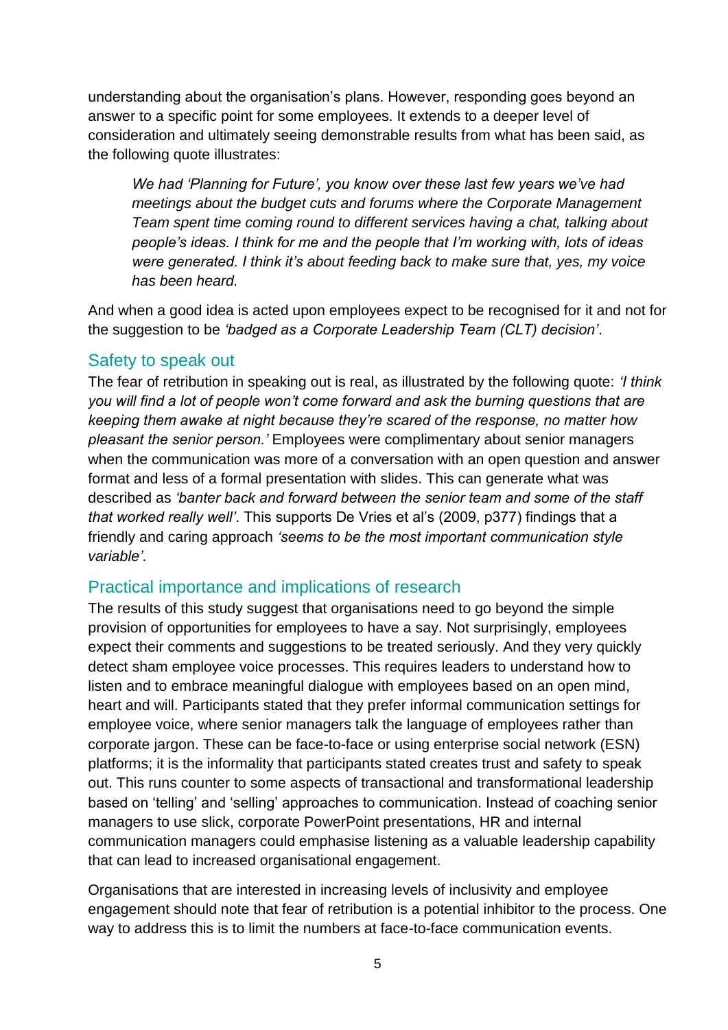understanding about the organisation's plans. However, responding goes beyond an answer to a specific point for some employees. It extends to a deeper level of consideration and ultimately seeing demonstrable results from what has been said, as the following quote illustrates:

> *We had 'Planning for Future', you know over these last few years we've had meetings about the budget cuts and forums where the Corporate Management Team spent time coming round to different services having a chat, talking about people's ideas. I think for me and the people that I'm working with, lots of ideas were generated. I think it's about feeding back to make sure that, yes, my voice has been heard.*

And when a good idea is acted upon employees expect to be recognised for it and not for the suggestion to be *'badged as a Corporate Leadership Team (CLT) decision'*.

## Safety to speak out

The fear of retribution in speaking out is real, as illustrated by the following quote: *'I think you will find a lot of people won't come forward and ask the burning questions that are keeping them awake at night because they're scared of the response, no matter how pleasant the senior person.'* Employees were complimentary about senior managers when the communication was more of a conversation with an open question and answer format and less of a formal presentation with slides. This can generate what was described as *'banter back and forward between the senior team and some of the staff that worked really well'*. This supports De Vries et al's (2009, p377) findings that a friendly and caring approach *'seems to be the most important communication style variable'*.

## Practical importance and implications of research

The results of this study suggest that organisations need to go beyond the simple provision of opportunities for employees to have a say. Not surprisingly, employees expect their comments and suggestions to be treated seriously. And they very quickly detect sham employee voice processes. This requires leaders to understand how to listen and to embrace meaningful dialogue with employees based on an open mind, heart and will. Participants stated that they prefer informal communication settings for employee voice, where senior managers talk the language of employees rather than corporate jargon. These can be face-to-face or using enterprise social network (ESN) platforms; it is the informality that participants stated creates trust and safety to speak out. This runs counter to some aspects of transactional and transformational leadership based on 'telling' and 'selling' approaches to communication. Instead of coaching senior managers to use slick, corporate PowerPoint presentations, HR and internal communication managers could emphasise listening as a valuable leadership capability that can lead to increased organisational engagement.

Organisations that are interested in increasing levels of inclusivity and employee engagement should note that fear of retribution is a potential inhibitor to the process. One way to address this is to limit the numbers at face-to-face communication events.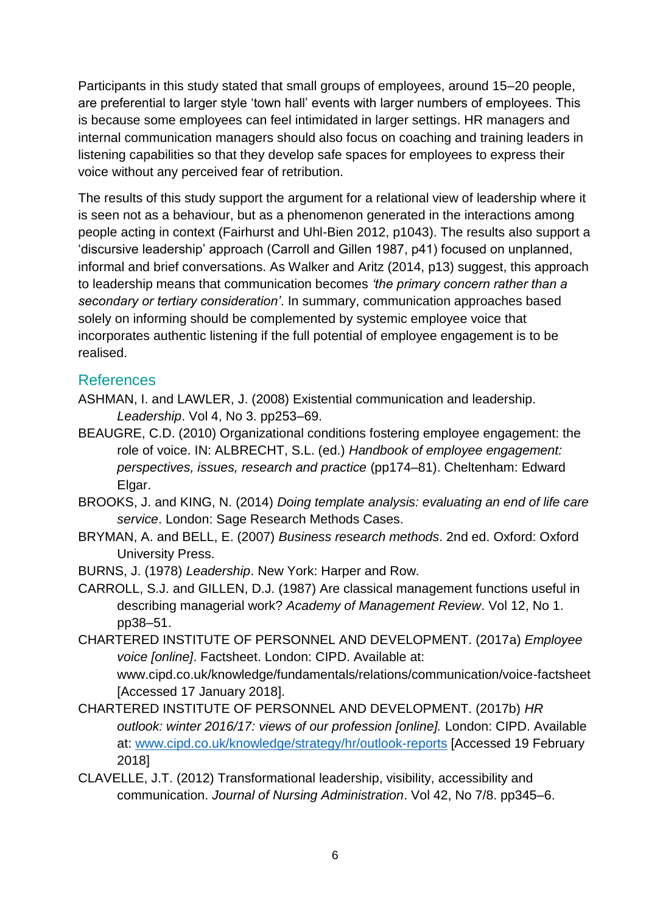Participants in this study stated that small groups of employees, around 15–20 people, are preferential to larger style 'town hall' events with larger numbers of employees. This is because some employees can feel intimidated in larger settings. HR managers and internal communication managers should also focus on coaching and training leaders in listening capabilities so that they develop safe spaces for employees to express their voice without any perceived fear of retribution.

The results of this study support the argument for a relational view of leadership where it is seen not as a behaviour, but as a phenomenon generated in the interactions among people acting in context (Fairhurst and Uhl-Bien 2012, p1043). The results also support a 'discursive leadership' approach (Carroll and Gillen 1987, p41) focused on unplanned, informal and brief conversations. As Walker and Aritz (2014, p13) suggest, this approach to leadership means that communication becomes *'the primary concern rather than a secondary or tertiary consideration'*. In summary, communication approaches based solely on informing should be complemented by systemic employee voice that incorporates authentic listening if the full potential of employee engagement is to be realised.

## References

ASHMAN, I. and LAWLER, J. (2008) Existential communication and leadership. *Leadership*. Vol 4, No 3. pp253–69.

BEAUGRE, C.D. (2010) Organizational conditions fostering employee engagement: the role of voice. IN: ALBRECHT, S.L. (ed.) *Handbook of employee engagement: perspectives, issues, research and practice* (pp174–81). Cheltenham: Edward Elgar.

BROOKS, J. and KING, N. (2014) *Doing template analysis: evaluating an end of life care service*. London: Sage Research Methods Cases.

BRYMAN, A. and BELL, E. (2007) *Business research methods*. 2nd ed. Oxford: Oxford University Press.

BURNS, J. (1978) *Leadership*. New York: Harper and Row.

CARROLL, S.J. and GILLEN, D.J. (1987) Are classical management functions useful in describing managerial work? *Academy of Management Review*. Vol 12, No 1. pp38–51.

CHARTERED INSTITUTE OF PERSONNEL AND DEVELOPMENT. (2017a) *Employee voice [online]*. Factsheet. London: CIPD. Available at: www.cipd.co.uk/knowledge/fundamentals/relations/communication/voice-factsheet [Accessed 17 January 2018].

CHARTERED INSTITUTE OF PERSONNEL AND DEVELOPMENT. (2017b) *HR outlook: winter 2016/17: views of our profession [online].* London: CIPD. Available at: www.cipd.co.uk/knowledge/strategy/hr/outlook-reports [Accessed 19 February 2018]

CLAVELLE, J.T. (2012) Transformational leadership, visibility, accessibility and communication. *Journal of Nursing Administration*. Vol 42, No 7/8. pp345–6.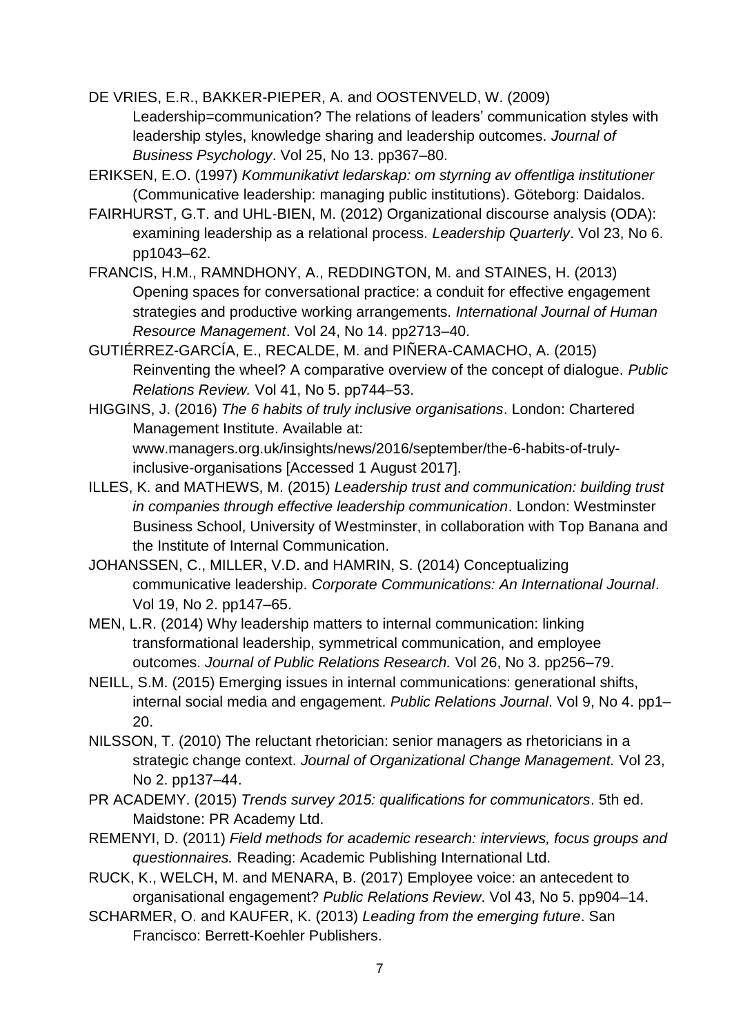DE VRIES, E.R., BAKKER-PIEPER, A. and OOSTENVELD, W. (2009) Leadership=communication? The relations of leaders' communication styles with leadership styles, knowledge sharing and leadership outcomes. *Journal of Business Psychology*. Vol 25, No 13. pp367–80.

ERIKSEN, E.O. (1997) *Kommunikativt ledarskap: om styrning av offentliga institutioner* (Communicative leadership: managing public institutions). Göteborg: Daidalos.

FAIRHURST, G.T. and UHL-BIEN, M. (2012) Organizational discourse analysis (ODA): examining leadership as a relational process. *Leadership Quarterly*. Vol 23, No 6. pp1043–62.

FRANCIS, H.M., RAMNDHONY, A., REDDINGTON, M. and STAINES, H. (2013) Opening spaces for conversational practice: a conduit for effective engagement strategies and productive working arrangements. *International Journal of Human Resource Management*. Vol 24, No 14. pp2713–40.

GUTIÉRREZ-GARCÍA, E., RECALDE, M. and PIÑERA-CAMACHO, A. (2015) Reinventing the wheel? A comparative overview of the concept of dialogue. *Public Relations Review.* Vol 41, No 5. pp744–53.

HIGGINS, J. (2016) *The 6 habits of truly inclusive organisations*. London: Chartered Management Institute. Available at: www.managers.org.uk/insights/news/2016/september/the-6-habits-of-truly-inclusive-organisations [Accessed 1 August 2017].

ILLES, K. and MATHEWS, M. (2015) *Leadership trust and communication: building trust in companies through effective leadership communication*. London: Westminster Business School, University of Westminster, in collaboration with Top Banana and the Institute of Internal Communication.

JOHANSSEN, C., MILLER, V.D. and HAMRIN, S. (2014) Conceptualizing communicative leadership. *Corporate Communications: An International Journal*. Vol 19, No 2. pp147–65.

MEN, L.R. (2014) Why leadership matters to internal communication: linking transformational leadership, symmetrical communication, and employee outcomes. *Journal of Public Relations Research.* Vol 26, No 3. pp256–79.

NEILL, S.M. (2015) Emerging issues in internal communications: generational shifts, internal social media and engagement. *Public Relations Journal*. Vol 9, No 4. pp1–20.

NILSSON, T. (2010) The reluctant rhetorician: senior managers as rhetoricians in a strategic change context. *Journal of Organizational Change Management.* Vol 23, No 2. pp137–44.

PR ACADEMY. (2015) *Trends survey 2015: qualifications for communicators*. 5th ed. Maidstone: PR Academy Ltd.

REMENYI, D. (2011) *Field methods for academic research: interviews, focus groups and questionnaires.* Reading: Academic Publishing International Ltd.

RUCK, K., WELCH, M. and MENARA, B. (2017) Employee voice: an antecedent to organisational engagement? *Public Relations Review*. Vol 43, No 5. pp904–14.

SCHARMER, O. and KAUFER, K. (2013) *Leading from the emerging future*. San Francisco: Berrett-Koehler Publishers.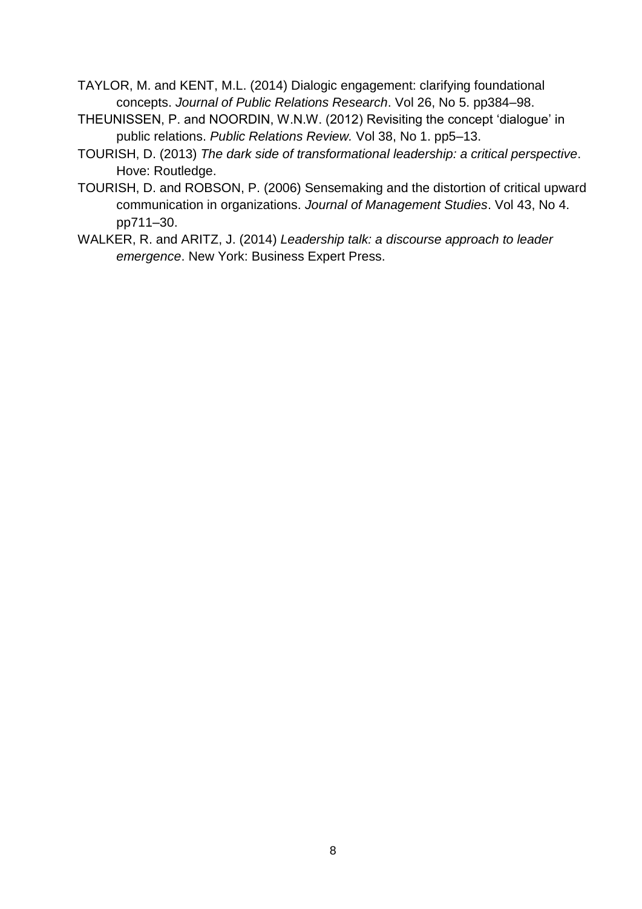TAYLOR, M. and KENT, M.L. (2014) Dialogic engagement: clarifying foundational concepts. *Journal of Public Relations Research*. Vol 26, No 5. pp384–98.

THEUNISSEN, P. and NOORDIN, W.N.W. (2012) Revisiting the concept 'dialogue' in public relations. *Public Relations Review.* Vol 38, No 1. pp5–13.

TOURISH, D. (2013) *The dark side of transformational leadership: a critical perspective*. Hove: Routledge.

TOURISH, D. and ROBSON, P. (2006) Sensemaking and the distortion of critical upward communication in organizations. *Journal of Management Studies*. Vol 43, No 4. pp711–30.

WALKER, R. and ARITZ, J. (2014) *Leadership talk: a discourse approach to leader emergence*. New York: Business Expert Press.